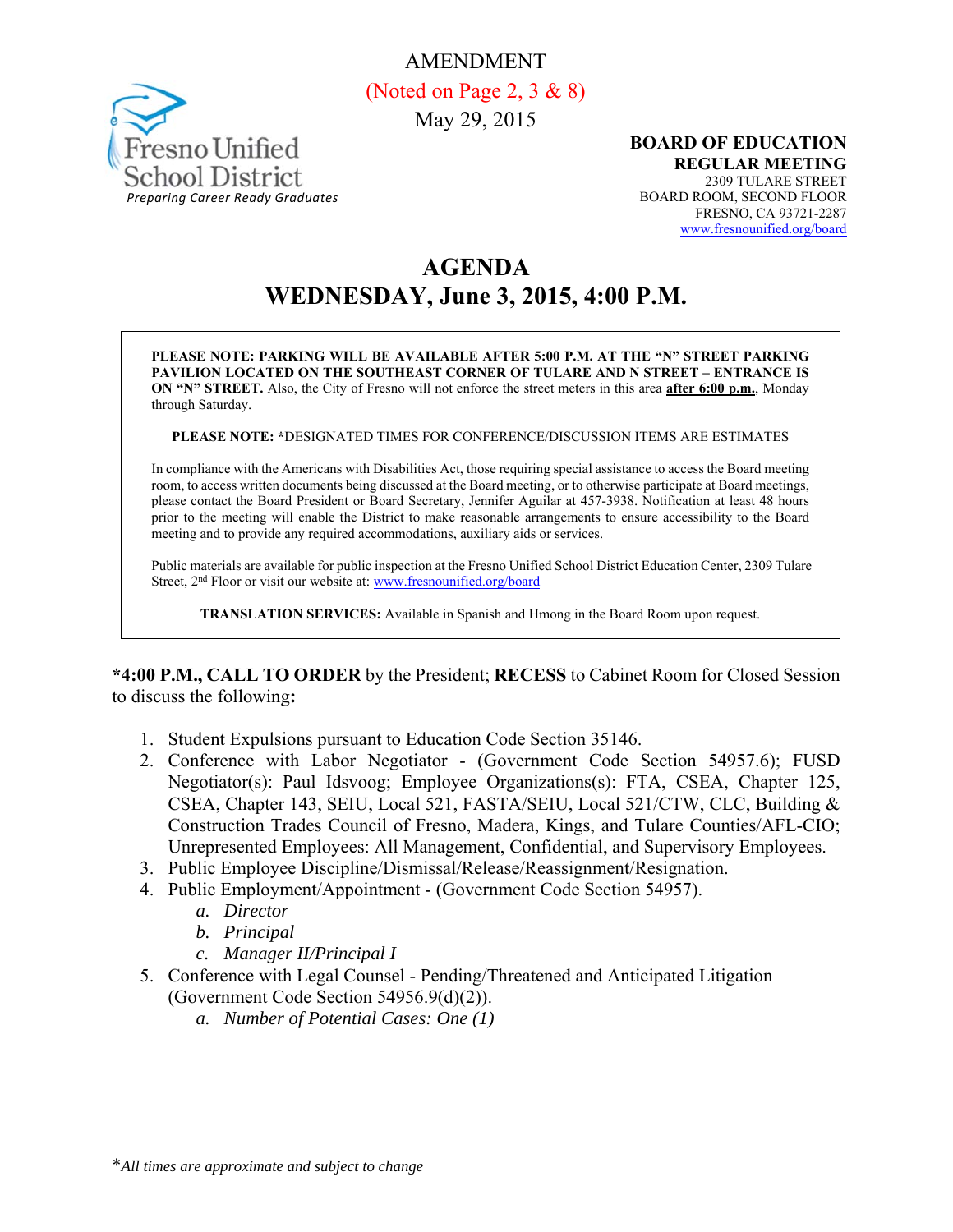AMENDMENT

(Noted on Page 2, 3 & 8)

May 29, 2015

Fresno Unified School District

*Preparing Career Ready Graduates*

**BOARD OF EDUCATION**
**REGULAR MEETING**
2309 TULARE STREET
BOARD ROOM, SECOND FLOOR
FRESNO, CA 93721-2287
www.fresnounified.org/board

# AGENDA
# WEDNESDAY, June 3, 2015, 4:00 P.M.

**PLEASE NOTE: PARKING WILL BE AVAILABLE AFTER 5:00 P.M. AT THE "N" STREET PARKING PAVILION LOCATED ON THE SOUTHEAST CORNER OF TULARE AND N STREET – ENTRANCE IS ON "N" STREET.** Also, the City of Fresno will not enforce the street meters in this area **after 6:00 p.m.**, Monday through Saturday.

**PLEASE NOTE:** *DESIGNATED TIMES FOR CONFERENCE/DISCUSSION ITEMS ARE ESTIMATES

In compliance with the Americans with Disabilities Act, those requiring special assistance to access the Board meeting room, to access written documents being discussed at the Board meeting, or to otherwise participate at Board meetings, please contact the Board President or Board Secretary, Jennifer Aguilar at 457-3938. Notification at least 48 hours prior to the meeting will enable the District to make reasonable arrangements to ensure accessibility to the Board meeting and to provide any required accommodations, auxiliary aids or services.

Public materials are available for public inspection at the Fresno Unified School District Education Center, 2309 Tulare Street, 2nd Floor or visit our website at: www.fresnounified.org/board

**TRANSLATION SERVICES:** Available in Spanish and Hmong in the Board Room upon request.

***4:00 P.M., CALL TO ORDER** by the President; **RECESS** to Cabinet Room for Closed Session to discuss the following**:**

1. Student Expulsions pursuant to Education Code Section 35146.
2. Conference with Labor Negotiator - (Government Code Section 54957.6); FUSD Negotiator(s): Paul Idsvoog; Employee Organizations(s): FTA, CSEA, Chapter 125, CSEA, Chapter 143, SEIU, Local 521, FASTA/SEIU, Local 521/CTW, CLC, Building & Construction Trades Council of Fresno, Madera, Kings, and Tulare Counties/AFL-CIO; Unrepresented Employees: All Management, Confidential, and Supervisory Employees.
3. Public Employee Discipline/Dismissal/Release/Reassignment/Resignation.
4. Public Employment/Appointment - (Government Code Section 54957).
   a. *Director*
   b. *Principal*
   c. *Manager II/Principal I*
5. Conference with Legal Counsel - Pending/Threatened and Anticipated Litigation (Government Code Section 54956.9(d)(2)).
   a. *Number of Potential Cases: One (1)*

**All times are approximate and subject to change*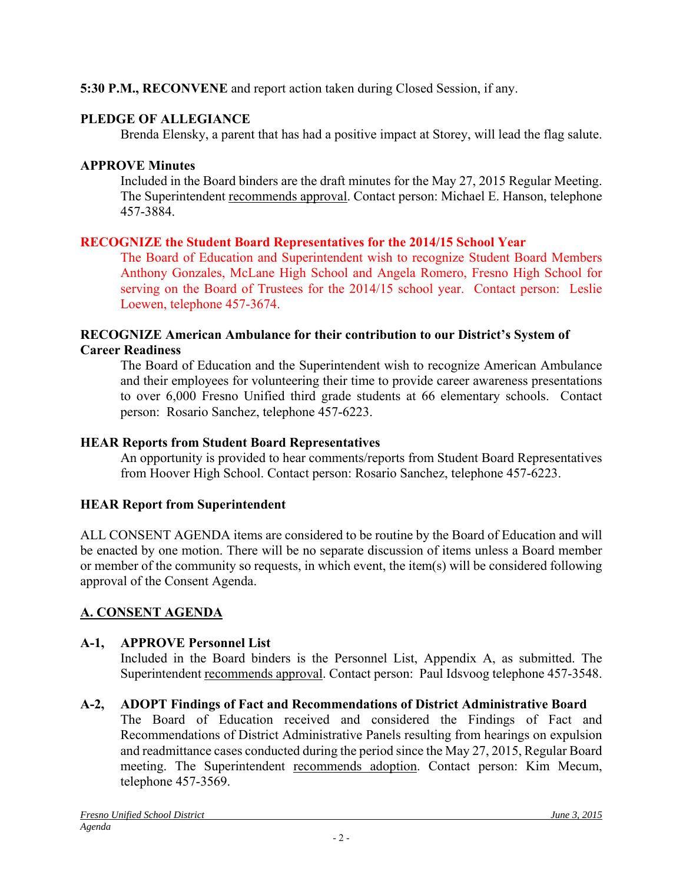**5:30 P.M., RECONVENE** and report action taken during Closed Session, if any.

**PLEDGE OF ALLEGIANCE**

Brenda Elensky, a parent that has had a positive impact at Storey, will lead the flag salute.

**APPROVE Minutes**

Included in the Board binders are the draft minutes for the May 27, 2015 Regular Meeting. The Superintendent recommends approval. Contact person: Michael E. Hanson, telephone 457-3884.

**RECOGNIZE the Student Board Representatives for the 2014/15 School Year**

The Board of Education and Superintendent wish to recognize Student Board Members Anthony Gonzales, McLane High School and Angela Romero, Fresno High School for serving on the Board of Trustees for the 2014/15 school year. Contact person: Leslie Loewen, telephone 457-3674.

**RECOGNIZE American Ambulance for their contribution to our District's System of Career Readiness**

The Board of Education and the Superintendent wish to recognize American Ambulance and their employees for volunteering their time to provide career awareness presentations to over 6,000 Fresno Unified third grade students at 66 elementary schools. Contact person: Rosario Sanchez, telephone 457-6223.

**HEAR Reports from Student Board Representatives**

An opportunity is provided to hear comments/reports from Student Board Representatives from Hoover High School. Contact person: Rosario Sanchez, telephone 457-6223.

**HEAR Report from Superintendent**

ALL CONSENT AGENDA items are considered to be routine by the Board of Education and will be enacted by one motion. There will be no separate discussion of items unless a Board member or member of the community so requests, in which event, the item(s) will be considered following approval of the Consent Agenda.

## A. CONSENT AGENDA

**A-1, APPROVE Personnel List**

Included in the Board binders is the Personnel List, Appendix A, as submitted. The Superintendent recommends approval. Contact person: Paul Idsvoog telephone 457-3548.

**A-2, ADOPT Findings of Fact and Recommendations of District Administrative Board**

The Board of Education received and considered the Findings of Fact and Recommendations of District Administrative Panels resulting from hearings on expulsion and readmittance cases conducted during the period since the May 27, 2015, Regular Board meeting. The Superintendent recommends adoption. Contact person: Kim Mecum, telephone 457-3569.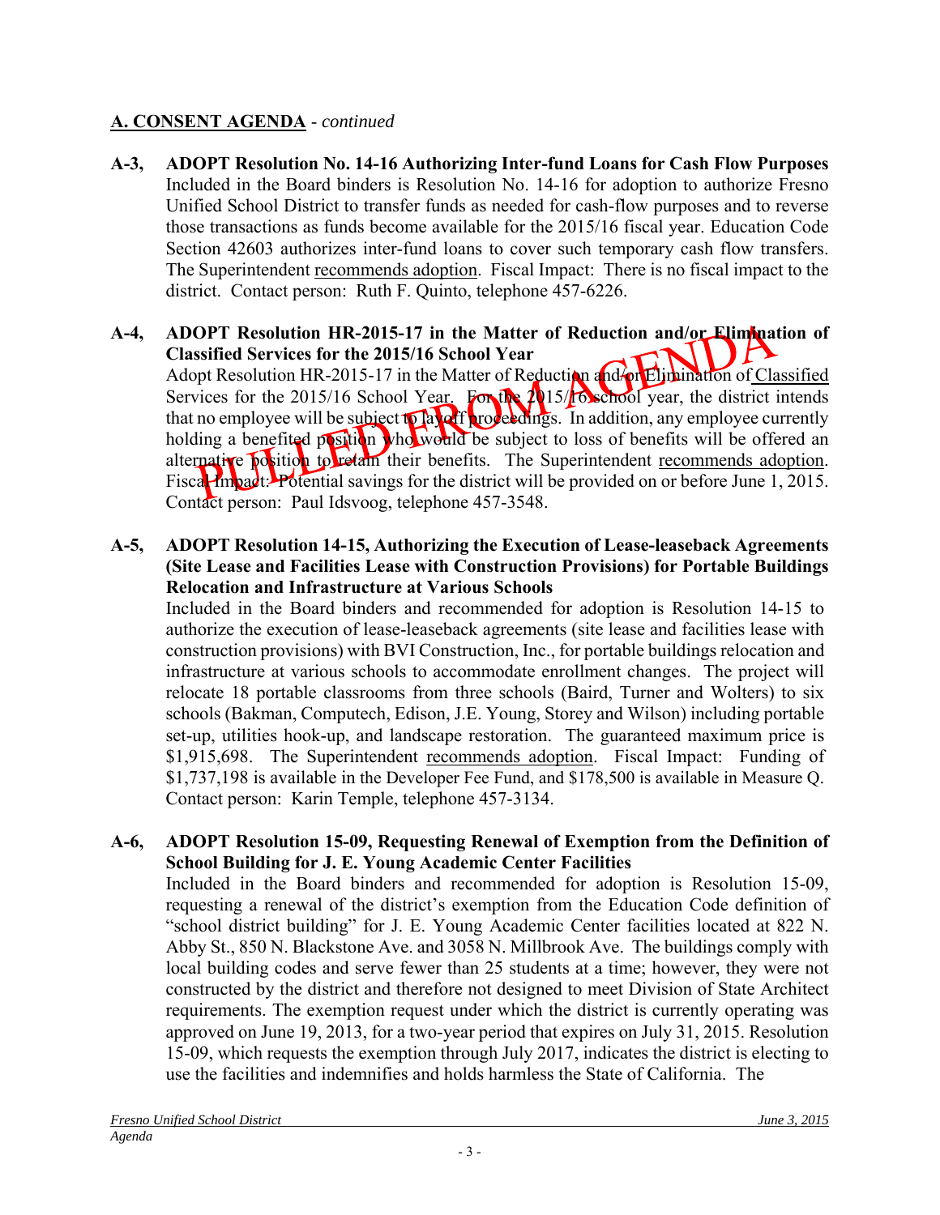**A. CONSENT AGENDA** - *continued*

**A-3, ADOPT Resolution No. 14-16 Authorizing Inter-fund Loans for Cash Flow Purposes**
Included in the Board binders is Resolution No. 14-16 for adoption to authorize Fresno Unified School District to transfer funds as needed for cash-flow purposes and to reverse those transactions as funds become available for the 2015/16 fiscal year. Education Code Section 42603 authorizes inter-fund loans to cover such temporary cash flow transfers. The Superintendent recommends adoption. Fiscal Impact: There is no fiscal impact to the district. Contact person: Ruth F. Quinto, telephone 457-6226.

**A-4, ADOPT Resolution HR-2015-17 in the Matter of Reduction and/or Elimination of Classified Services for the 2015/16 School Year**
Adopt Resolution HR-2015-17 in the Matter of Reduction and/or Elimination of Classified Services for the 2015/16 School Year. For the 2015/16 school year, the district intends that no employee will be subject to layoff proceedings. In addition, any employee currently holding a benefited position who would be subject to loss of benefits will be offered an alternative position to retain their benefits. The Superintendent recommends adoption. Fiscal Impact: Potential savings for the district will be provided on or before June 1, 2015. Contact person: Paul Idsvoog, telephone 457-3548.

PULLED FROM AGENDA

**A-5, ADOPT Resolution 14-15, Authorizing the Execution of Lease-leaseback Agreements (Site Lease and Facilities Lease with Construction Provisions) for Portable Buildings Relocation and Infrastructure at Various Schools**
Included in the Board binders and recommended for adoption is Resolution 14-15 to authorize the execution of lease-leaseback agreements (site lease and facilities lease with construction provisions) with BVI Construction, Inc., for portable buildings relocation and infrastructure at various schools to accommodate enrollment changes. The project will relocate 18 portable classrooms from three schools (Baird, Turner and Wolters) to six schools (Bakman, Computech, Edison, J.E. Young, Storey and Wilson) including portable set-up, utilities hook-up, and landscape restoration. The guaranteed maximum price is $1,915,698. The Superintendent recommends adoption. Fiscal Impact: Funding of $1,737,198 is available in the Developer Fee Fund, and $178,500 is available in Measure Q. Contact person: Karin Temple, telephone 457-3134.

**A-6, ADOPT Resolution 15-09, Requesting Renewal of Exemption from the Definition of School Building for J. E. Young Academic Center Facilities**
Included in the Board binders and recommended for adoption is Resolution 15-09, requesting a renewal of the district's exemption from the Education Code definition of "school district building" for J. E. Young Academic Center facilities located at 822 N. Abby St., 850 N. Blackstone Ave. and 3058 N. Millbrook Ave. The buildings comply with local building codes and serve fewer than 25 students at a time; however, they were not constructed by the district and therefore not designed to meet Division of State Architect requirements. The exemption request under which the district is currently operating was approved on June 19, 2013, for a two-year period that expires on July 31, 2015. Resolution 15-09, which requests the exemption through July 2017, indicates the district is electing to use the facilities and indemnifies and holds harmless the State of California. The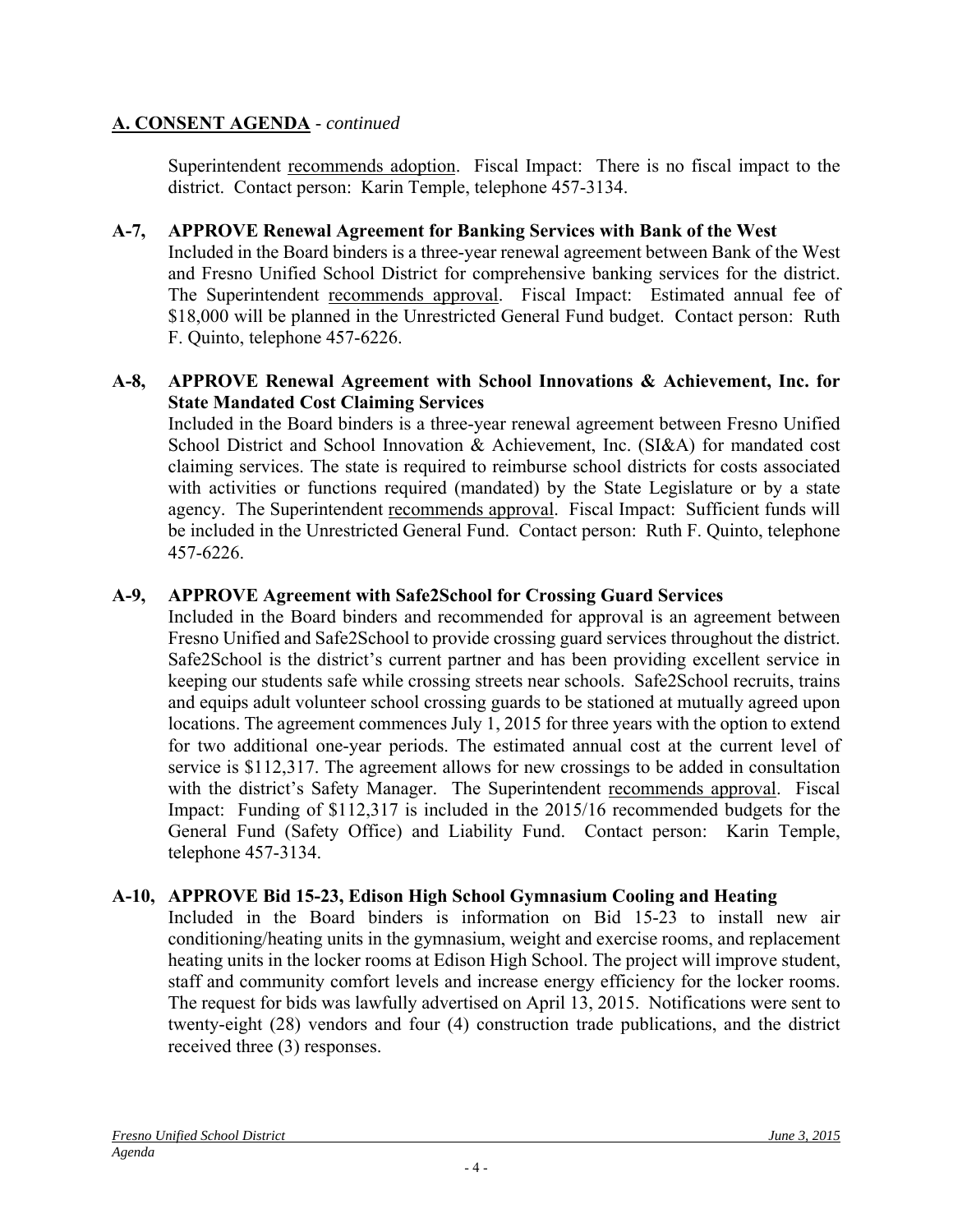## A. CONSENT AGENDA - *continued*

Superintendent recommends adoption. Fiscal Impact: There is no fiscal impact to the district. Contact person: Karin Temple, telephone 457-3134.

**A-7, APPROVE Renewal Agreement for Banking Services with Bank of the West**
Included in the Board binders is a three-year renewal agreement between Bank of the West and Fresno Unified School District for comprehensive banking services for the district. The Superintendent recommends approval. Fiscal Impact: Estimated annual fee of $18,000 will be planned in the Unrestricted General Fund budget. Contact person: Ruth F. Quinto, telephone 457-6226.

**A-8, APPROVE Renewal Agreement with School Innovations & Achievement, Inc. for State Mandated Cost Claiming Services**
Included in the Board binders is a three-year renewal agreement between Fresno Unified School District and School Innovation & Achievement, Inc. (SI&A) for mandated cost claiming services. The state is required to reimburse school districts for costs associated with activities or functions required (mandated) by the State Legislature or by a state agency. The Superintendent recommends approval. Fiscal Impact: Sufficient funds will be included in the Unrestricted General Fund. Contact person: Ruth F. Quinto, telephone 457-6226.

**A-9, APPROVE Agreement with Safe2School for Crossing Guard Services**
Included in the Board binders and recommended for approval is an agreement between Fresno Unified and Safe2School to provide crossing guard services throughout the district. Safe2School is the district's current partner and has been providing excellent service in keeping our students safe while crossing streets near schools. Safe2School recruits, trains and equips adult volunteer school crossing guards to be stationed at mutually agreed upon locations. The agreement commences July 1, 2015 for three years with the option to extend for two additional one-year periods. The estimated annual cost at the current level of service is $112,317. The agreement allows for new crossings to be added in consultation with the district's Safety Manager. The Superintendent recommends approval. Fiscal Impact: Funding of $112,317 is included in the 2015/16 recommended budgets for the General Fund (Safety Office) and Liability Fund. Contact person: Karin Temple, telephone 457-3134.

**A-10, APPROVE Bid 15-23, Edison High School Gymnasium Cooling and Heating**
Included in the Board binders is information on Bid 15-23 to install new air conditioning/heating units in the gymnasium, weight and exercise rooms, and replacement heating units in the locker rooms at Edison High School. The project will improve student, staff and community comfort levels and increase energy efficiency for the locker rooms. The request for bids was lawfully advertised on April 13, 2015. Notifications were sent to twenty-eight (28) vendors and four (4) construction trade publications, and the district received three (3) responses.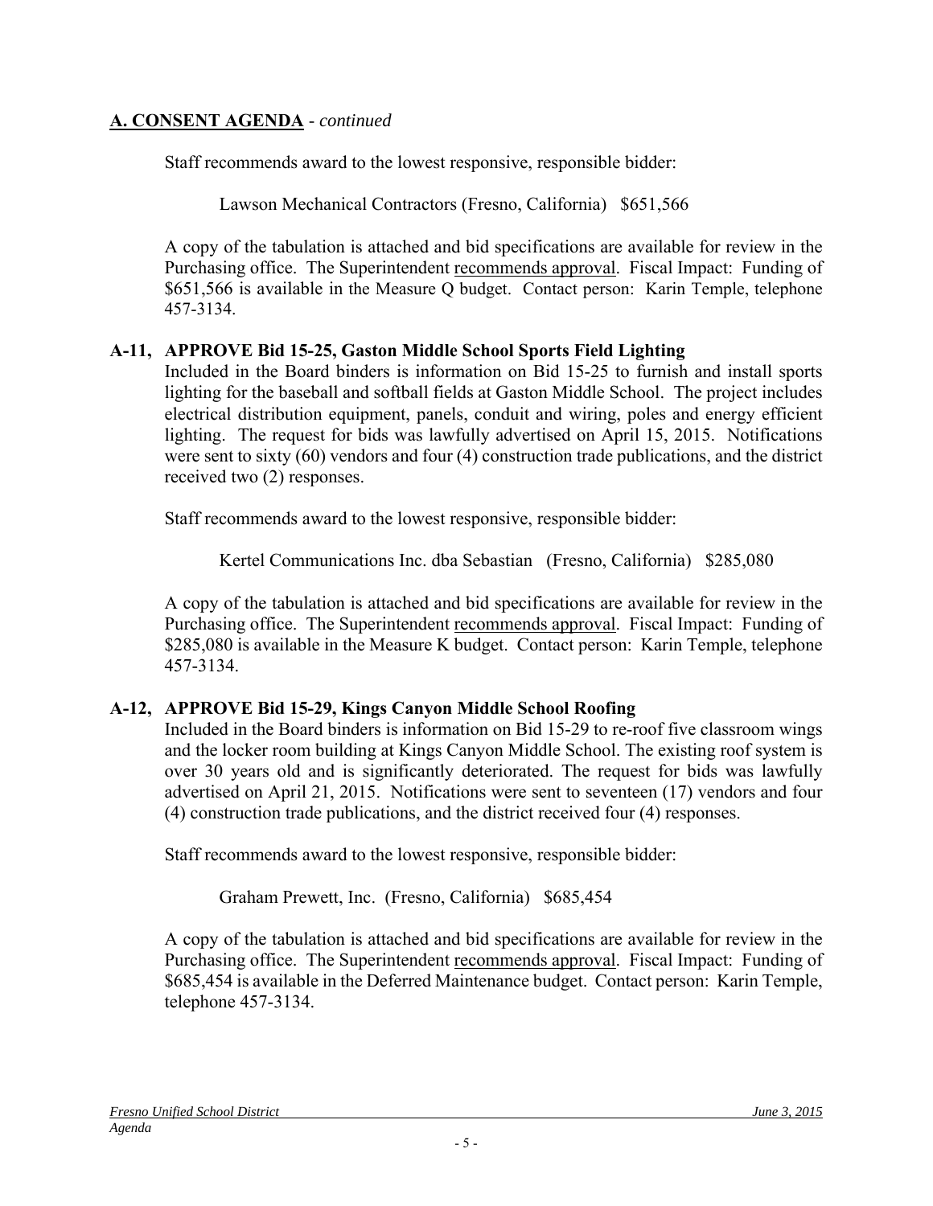## A. CONSENT AGENDA - *continued*

Staff recommends award to the lowest responsive, responsible bidder:

Lawson Mechanical Contractors (Fresno, California) $651,566

A copy of the tabulation is attached and bid specifications are available for review in the Purchasing office. The Superintendent recommends approval. Fiscal Impact: Funding of $651,566 is available in the Measure Q budget. Contact person: Karin Temple, telephone 457-3134.

**A-11, APPROVE Bid 15-25, Gaston Middle School Sports Field Lighting**

Included in the Board binders is information on Bid 15-25 to furnish and install sports lighting for the baseball and softball fields at Gaston Middle School. The project includes electrical distribution equipment, panels, conduit and wiring, poles and energy efficient lighting. The request for bids was lawfully advertised on April 15, 2015. Notifications were sent to sixty (60) vendors and four (4) construction trade publications, and the district received two (2) responses.

Staff recommends award to the lowest responsive, responsible bidder:

Kertel Communications Inc. dba Sebastian (Fresno, California) $285,080

A copy of the tabulation is attached and bid specifications are available for review in the Purchasing office. The Superintendent recommends approval. Fiscal Impact: Funding of $285,080 is available in the Measure K budget. Contact person: Karin Temple, telephone 457-3134.

**A-12, APPROVE Bid 15-29, Kings Canyon Middle School Roofing**

Included in the Board binders is information on Bid 15-29 to re-roof five classroom wings and the locker room building at Kings Canyon Middle School. The existing roof system is over 30 years old and is significantly deteriorated. The request for bids was lawfully advertised on April 21, 2015. Notifications were sent to seventeen (17) vendors and four (4) construction trade publications, and the district received four (4) responses.

Staff recommends award to the lowest responsive, responsible bidder:

Graham Prewett, Inc. (Fresno, California) $685,454

A copy of the tabulation is attached and bid specifications are available for review in the Purchasing office. The Superintendent recommends approval. Fiscal Impact: Funding of $685,454 is available in the Deferred Maintenance budget. Contact person: Karin Temple, telephone 457-3134.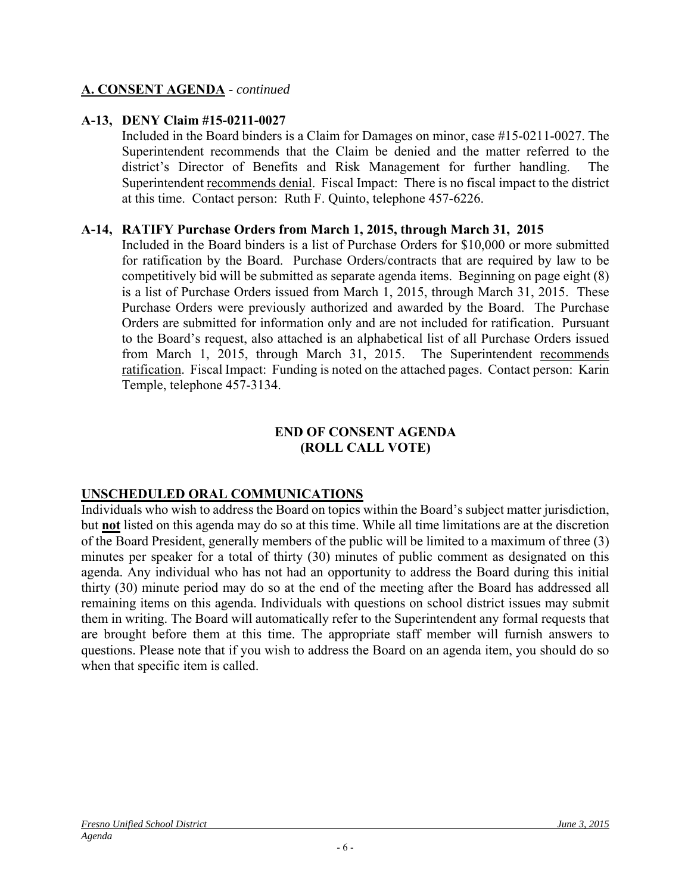## A. CONSENT AGENDA - *continued*

### A-13, DENY Claim #15-0211-0027

Included in the Board binders is a Claim for Damages on minor, case #15-0211-0027. The Superintendent recommends that the Claim be denied and the matter referred to the district's Director of Benefits and Risk Management for further handling. The Superintendent recommends denial. Fiscal Impact: There is no fiscal impact to the district at this time. Contact person: Ruth F. Quinto, telephone 457-6226.

### A-14, RATIFY Purchase Orders from March 1, 2015, through March 31, 2015

Included in the Board binders is a list of Purchase Orders for $10,000 or more submitted for ratification by the Board. Purchase Orders/contracts that are required by law to be competitively bid will be submitted as separate agenda items. Beginning on page eight (8) is a list of Purchase Orders issued from March 1, 2015, through March 31, 2015. These Purchase Orders were previously authorized and awarded by the Board. The Purchase Orders are submitted for information only and are not included for ratification. Pursuant to the Board's request, also attached is an alphabetical list of all Purchase Orders issued from March 1, 2015, through March 31, 2015. The Superintendent recommends ratification. Fiscal Impact: Funding is noted on the attached pages. Contact person: Karin Temple, telephone 457-3134.

**END OF CONSENT AGENDA**
**(ROLL CALL VOTE)**

## UNSCHEDULED ORAL COMMUNICATIONS

Individuals who wish to address the Board on topics within the Board's subject matter jurisdiction, but **not** listed on this agenda may do so at this time. While all time limitations are at the discretion of the Board President, generally members of the public will be limited to a maximum of three (3) minutes per speaker for a total of thirty (30) minutes of public comment as designated on this agenda. Any individual who has not had an opportunity to address the Board during this initial thirty (30) minute period may do so at the end of the meeting after the Board has addressed all remaining items on this agenda. Individuals with questions on school district issues may submit them in writing. The Board will automatically refer to the Superintendent any formal requests that are brought before them at this time. The appropriate staff member will furnish answers to questions. Please note that if you wish to address the Board on an agenda item, you should do so when that specific item is called.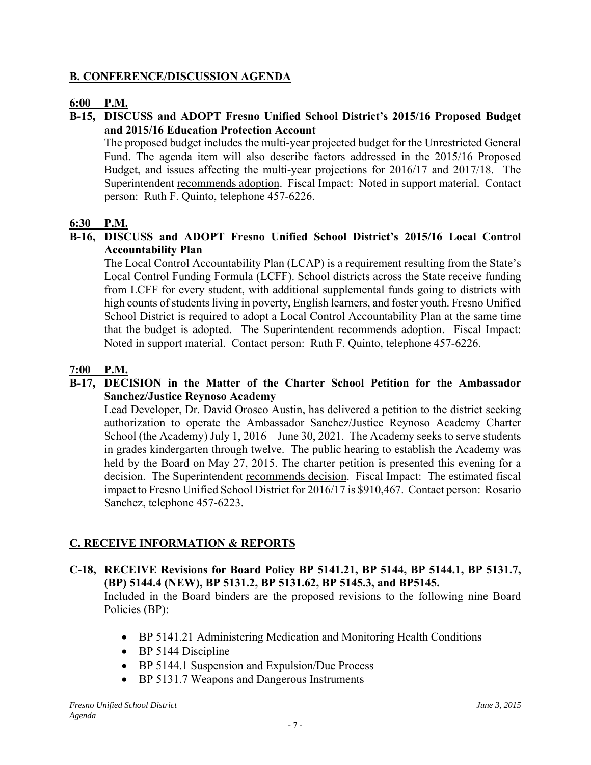## B. CONFERENCE/DISCUSSION AGENDA

**6:00 P.M.**

**B-15, DISCUSS and ADOPT Fresno Unified School District's 2015/16 Proposed Budget and 2015/16 Education Protection Account**

The proposed budget includes the multi-year projected budget for the Unrestricted General Fund. The agenda item will also describe factors addressed in the 2015/16 Proposed Budget, and issues affecting the multi-year projections for 2016/17 and 2017/18. The Superintendent recommends adoption. Fiscal Impact: Noted in support material. Contact person: Ruth F. Quinto, telephone 457-6226.

**6:30 P.M.**

**B-16, DISCUSS and ADOPT Fresno Unified School District's 2015/16 Local Control Accountability Plan**

The Local Control Accountability Plan (LCAP) is a requirement resulting from the State's Local Control Funding Formula (LCFF). School districts across the State receive funding from LCFF for every student, with additional supplemental funds going to districts with high counts of students living in poverty, English learners, and foster youth. Fresno Unified School District is required to adopt a Local Control Accountability Plan at the same time that the budget is adopted. The Superintendent recommends adoption. Fiscal Impact: Noted in support material. Contact person: Ruth F. Quinto, telephone 457-6226.

**7:00 P.M.**

**B-17, DECISION in the Matter of the Charter School Petition for the Ambassador Sanchez/Justice Reynoso Academy**

Lead Developer, Dr. David Orosco Austin, has delivered a petition to the district seeking authorization to operate the Ambassador Sanchez/Justice Reynoso Academy Charter School (the Academy) July 1, 2016 – June 30, 2021. The Academy seeks to serve students in grades kindergarten through twelve. The public hearing to establish the Academy was held by the Board on May 27, 2015. The charter petition is presented this evening for a decision. The Superintendent recommends decision. Fiscal Impact: The estimated fiscal impact to Fresno Unified School District for 2016/17 is $910,467. Contact person: Rosario Sanchez, telephone 457-6223.

## C. RECEIVE INFORMATION & REPORTS

**C-18, RECEIVE Revisions for Board Policy BP 5141.21, BP 5144, BP 5144.1, BP 5131.7, (BP) 5144.4 (NEW), BP 5131.2, BP 5131.62, BP 5145.3, and BP5145.**

Included in the Board binders are the proposed revisions to the following nine Board Policies (BP):

- BP 5141.21 Administering Medication and Monitoring Health Conditions
- BP 5144 Discipline
- BP 5144.1 Suspension and Expulsion/Due Process
- BP 5131.7 Weapons and Dangerous Instruments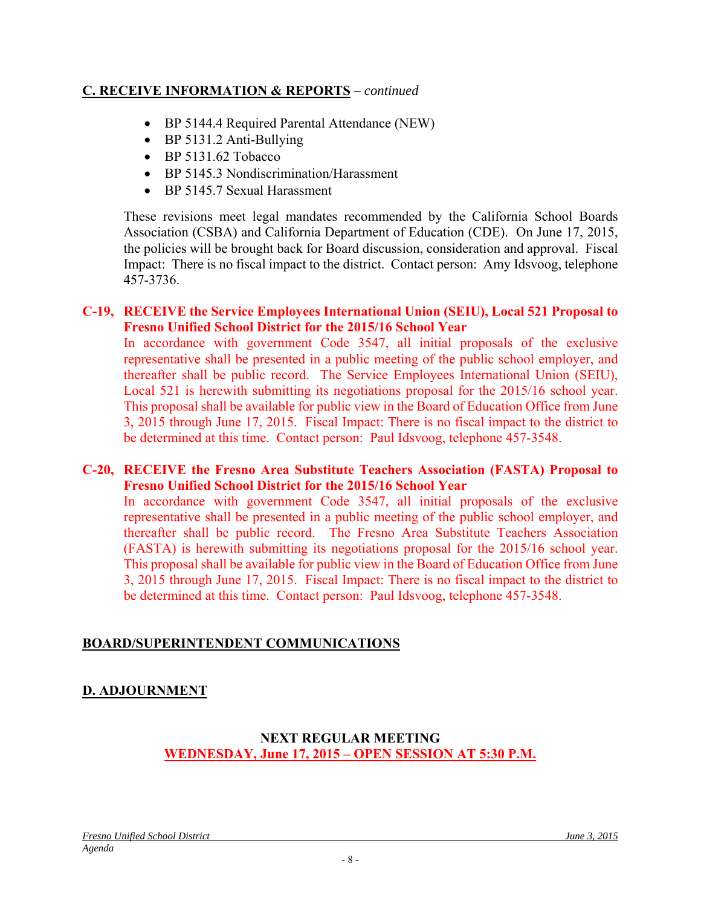## C. RECEIVE INFORMATION & REPORTS – *continued*

- BP 5144.4 Required Parental Attendance (NEW)
- BP 5131.2 Anti-Bullying
- BP 5131.62 Tobacco
- BP 5145.3 Nondiscrimination/Harassment
- BP 5145.7 Sexual Harassment

These revisions meet legal mandates recommended by the California School Boards Association (CSBA) and California Department of Education (CDE). On June 17, 2015, the policies will be brought back for Board discussion, consideration and approval. Fiscal Impact: There is no fiscal impact to the district. Contact person: Amy Idsvoog, telephone 457-3736.

**C-19, RECEIVE the Service Employees International Union (SEIU), Local 521 Proposal to Fresno Unified School District for the 2015/16 School Year**

In accordance with government Code 3547, all initial proposals of the exclusive representative shall be presented in a public meeting of the public school employer, and thereafter shall be public record. The Service Employees International Union (SEIU), Local 521 is herewith submitting its negotiations proposal for the 2015/16 school year. This proposal shall be available for public view in the Board of Education Office from June 3, 2015 through June 17, 2015. Fiscal Impact: There is no fiscal impact to the district to be determined at this time. Contact person: Paul Idsvoog, telephone 457-3548.

**C-20, RECEIVE the Fresno Area Substitute Teachers Association (FASTA) Proposal to Fresno Unified School District for the 2015/16 School Year**

In accordance with government Code 3547, all initial proposals of the exclusive representative shall be presented in a public meeting of the public school employer, and thereafter shall be public record. The Fresno Area Substitute Teachers Association (FASTA) is herewith submitting its negotiations proposal for the 2015/16 school year. This proposal shall be available for public view in the Board of Education Office from June 3, 2015 through June 17, 2015. Fiscal Impact: There is no fiscal impact to the district to be determined at this time. Contact person: Paul Idsvoog, telephone 457-3548.

## BOARD/SUPERINTENDENT COMMUNICATIONS

## D. ADJOURNMENT

**NEXT REGULAR MEETING**

**WEDNESDAY, June 17, 2015 – OPEN SESSION AT 5:30 P.M.**